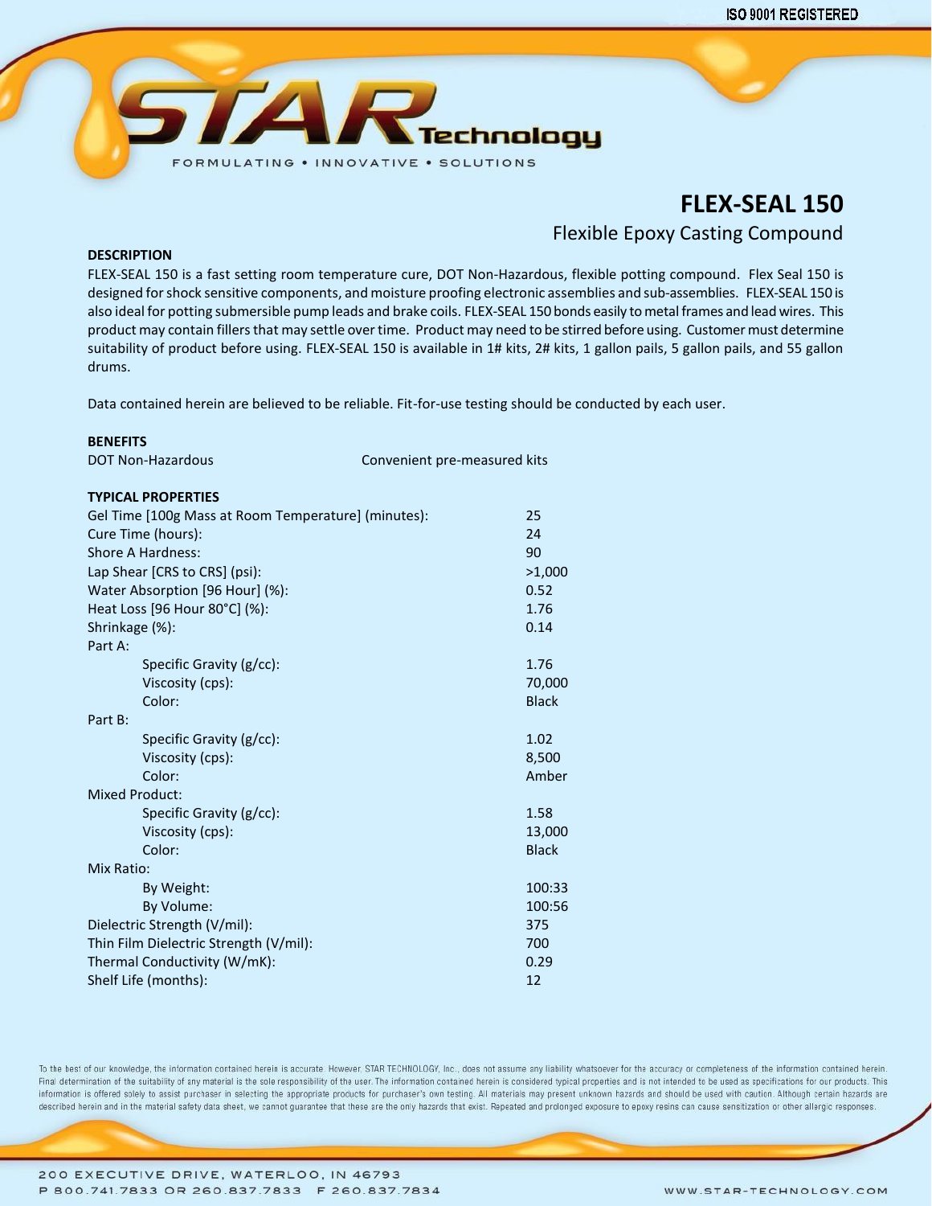ISO 9001 REGISTERED

STAR Technology

FORMULATING • INNOVATIVE • SOLUTIONS

# FLEX-SEAL 150

## Flexible Epoxy Casting Compound

### DESCRIPTION

FLEX-SEAL 150 is a fast setting room temperature cure, DOT Non-Hazardous, flexible potting compound. Flex Seal 150 is designed for shock sensitive components, and moisture proofing electronic assemblies and sub-assemblies. FLEX-SEAL 150 is also ideal for potting submersible pump leads and brake coils. FLEX-SEAL 150 bonds easily to metal frames and lead wires. This product may contain fillers that may settle over time. Product may need to be stirred before using. Customer must determine suitability of product before using. FLEX-SEAL 150 is available in 1# kits, 2# kits, 1 gallon pails, 5 gallon pails, and 55 gallon drums.

Data contained herein are believed to be reliable. Fit-for-use testing should be conducted by each user.

### BENEFITS

| | |
|---|---|
| DOT Non-Hazardous | Convenient pre-measured kits |

### TYPICAL PROPERTIES

| Property | Value |
|---|---|
| Gel Time [100g Mass at Room Temperature] (minutes): | 25 |
| Cure Time (hours): | 24 |
| Shore A Hardness: | 90 |
| Lap Shear [CRS to CRS] (psi): | >1,000 |
| Water Absorption [96 Hour] (%): | 0.52 |
| Heat Loss [96 Hour 80°C] (%): | 1.76 |
| Shrinkage (%): | 0.14 |
| **Part A:** | |
| Specific Gravity (g/cc): | 1.76 |
| Viscosity (cps): | 70,000 |
| Color: | Black |
| **Part B:** | |
| Specific Gravity (g/cc): | 1.02 |
| Viscosity (cps): | 8,500 |
| Color: | Amber |
| **Mixed Product:** | |
| Specific Gravity (g/cc): | 1.58 |
| Viscosity (cps): | 13,000 |
| Color: | Black |
| **Mix Ratio:** | |
| By Weight: | 100:33 |
| By Volume: | 100:56 |
| Dielectric Strength (V/mil): | 375 |
| Thin Film Dielectric Strength (V/mil): | 700 |
| Thermal Conductivity (W/mK): | 0.29 |
| Shelf Life (months): | 12 |

To the best of our knowledge, the information contained herein is accurate. However, STAR TECHNOLOGY, Inc., does not assume any liability whatsoever for the accuracy or completeness of the information contained herein. Final determination of the suitability of any material is the sole responsibility of the user. The information contained herein is considered typical properties and is not intended to be used as specifications for our products. This information is offered solely to assist purchaser in selecting the appropriate products for purchaser's own testing. All materials may present unknown hazards and should be used with caution. Although certain hazards are described herein and in the material safety data sheet, we cannot guarantee that these are the only hazards that exist. Repeated and prolonged exposure to epoxy resins can cause sensitization or other allergic responses.

200 EXECUTIVE DRIVE, WATERLOO, IN 46793
P 800.741.7833 OR 260.837.7833 F 260.837.7834

WWW.STAR-TECHNOLOGY.COM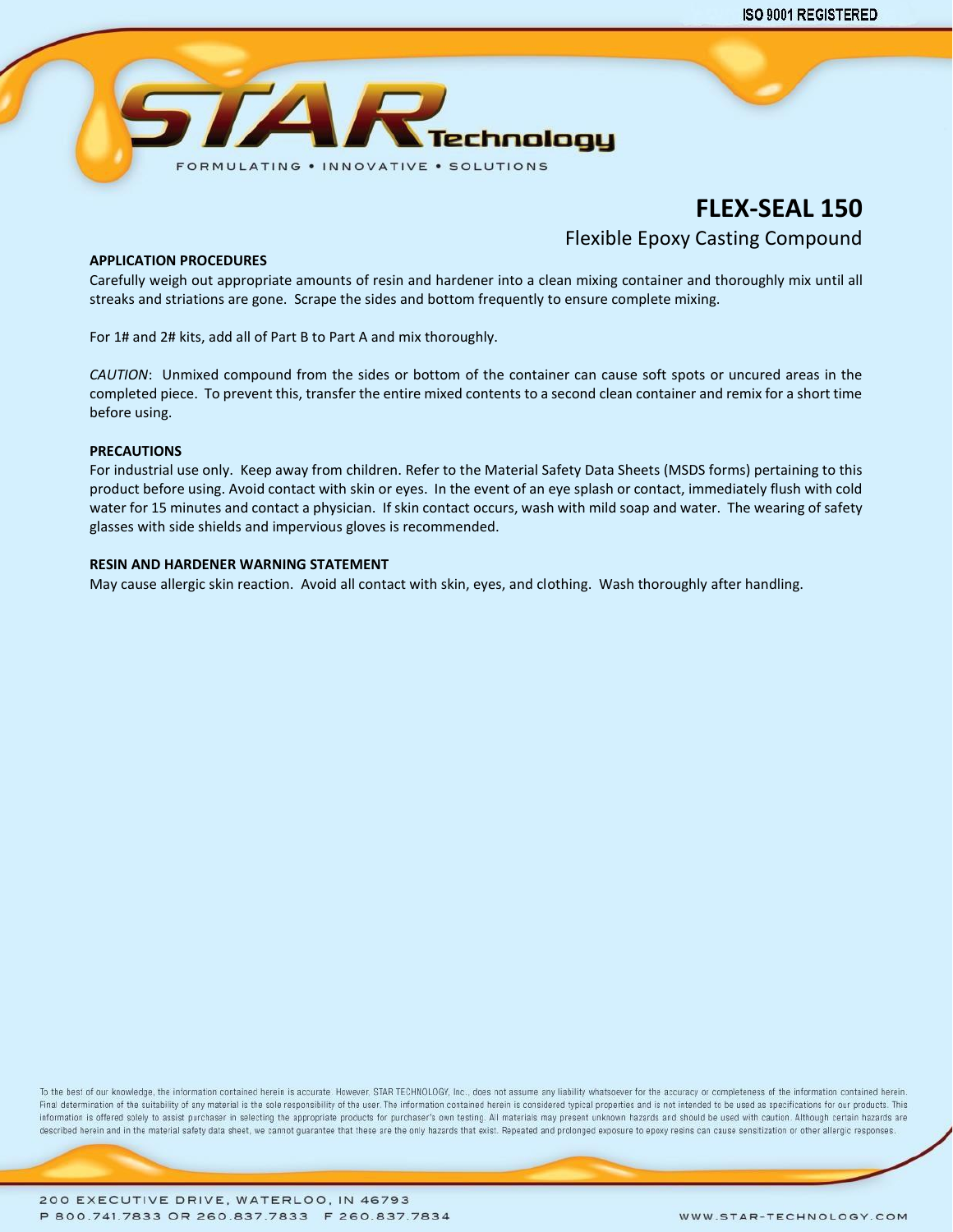# FLEX-SEAL 150

## Flexible Epoxy Casting Compound

**APPLICATION PROCEDURES**

Carefully weigh out appropriate amounts of resin and hardener into a clean mixing container and thoroughly mix until all streaks and striations are gone. Scrape the sides and bottom frequently to ensure complete mixing.

For 1# and 2# kits, add all of Part B to Part A and mix thoroughly.

*CAUTION*: Unmixed compound from the sides or bottom of the container can cause soft spots or uncured areas in the completed piece. To prevent this, transfer the entire mixed contents to a second clean container and remix for a short time before using.

**PRECAUTIONS**

For industrial use only. Keep away from children. Refer to the Material Safety Data Sheets (MSDS forms) pertaining to this product before using. Avoid contact with skin or eyes. In the event of an eye splash or contact, immediately flush with cold water for 15 minutes and contact a physician. If skin contact occurs, wash with mild soap and water. The wearing of safety glasses with side shields and impervious gloves is recommended.

**RESIN AND HARDENER WARNING STATEMENT**

May cause allergic skin reaction. Avoid all contact with skin, eyes, and clothing. Wash thoroughly after handling.

To the best of our knowledge, the information contained herein is accurate. However, STAR TECHNOLOGY, Inc., does not assume any liability whatsoever for the accuracy or completeness of the information contained herein. Final determination of the suitability of any material is the sole responsibility of the user. The information contained herein is considered typical properties and is not intended to be used as specifications for our products. This information is offered solely to assist purchaser in selecting the appropriate products for purchaser's own testing. All materials may present unknown hazards and should be used with caution. Although certain hazards are described herein and in the material safety data sheet, we cannot guarantee that these are the only hazards that exist. Repeated and prolonged exposure to epoxy resins can cause sensitization or other allergic responses.